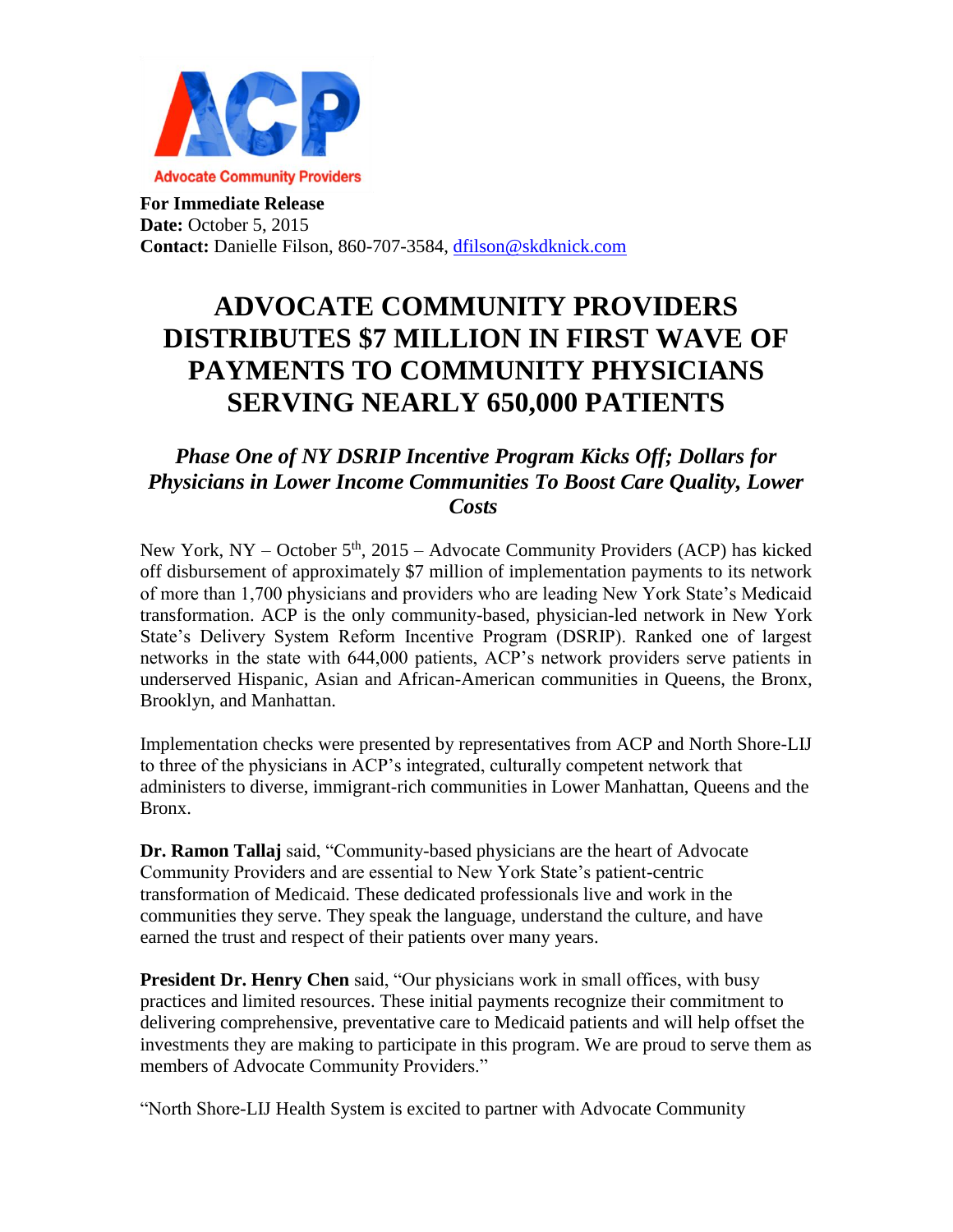Advocate Community Providers

**For Immediate Release**
**Date:** October 5, 2015
**Contact:** Danielle Filson, 860-707-3584, dfilson@skdknick.com

# ADVOCATE COMMUNITY PROVIDERS DISTRIBUTES $7 MILLION IN FIRST WAVE OF PAYMENTS TO COMMUNITY PHYSICIANS SERVING NEARLY 650,000 PATIENTS

## *Phase One of NY DSRIP Incentive Program Kicks Off; Dollars for Physicians in Lower Income Communities To Boost Care Quality, Lower Costs*

New York, NY – October 5th, 2015 – Advocate Community Providers (ACP) has kicked off disbursement of approximately $7 million of implementation payments to its network of more than 1,700 physicians and providers who are leading New York State's Medicaid transformation. ACP is the only community-based, physician-led network in New York State's Delivery System Reform Incentive Program (DSRIP). Ranked one of largest networks in the state with 644,000 patients, ACP's network providers serve patients in underserved Hispanic, Asian and African-American communities in Queens, the Bronx, Brooklyn, and Manhattan.

Implementation checks were presented by representatives from ACP and North Shore-LIJ to three of the physicians in ACP's integrated, culturally competent network that administers to diverse, immigrant-rich communities in Lower Manhattan, Queens and the Bronx.

**Dr. Ramon Tallaj** said, "Community-based physicians are the heart of Advocate Community Providers and are essential to New York State's patient-centric transformation of Medicaid. These dedicated professionals live and work in the communities they serve. They speak the language, understand the culture, and have earned the trust and respect of their patients over many years.

**President Dr. Henry Chen** said, "Our physicians work in small offices, with busy practices and limited resources. These initial payments recognize their commitment to delivering comprehensive, preventative care to Medicaid patients and will help offset the investments they are making to participate in this program. We are proud to serve them as members of Advocate Community Providers."

"North Shore-LIJ Health System is excited to partner with Advocate Community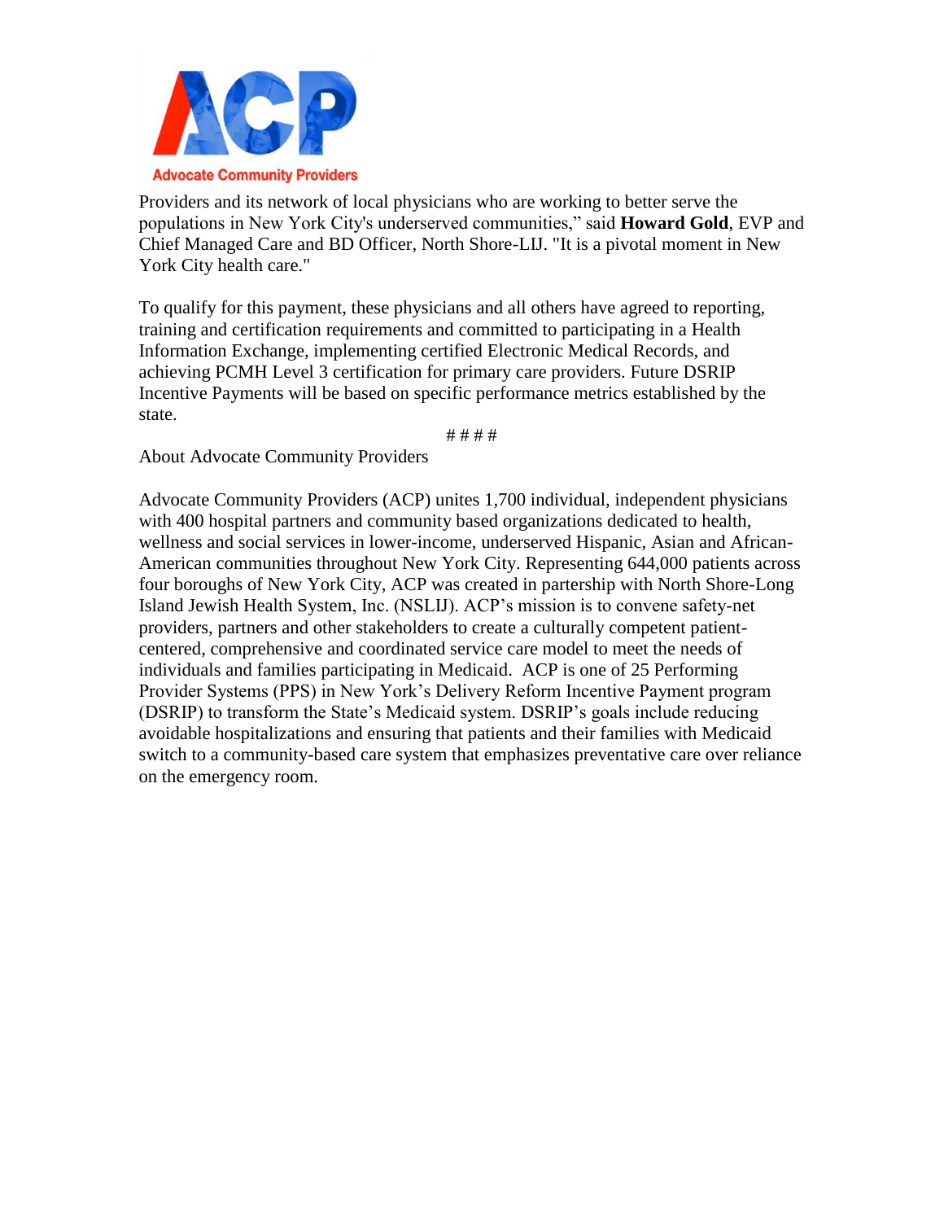Providers and its network of local physicians who are working to better serve the populations in New York City's underserved communities," said **Howard Gold**, EVP and Chief Managed Care and BD Officer, North Shore-LIJ. "It is a pivotal moment in New York City health care."

To qualify for this payment, these physicians and all others have agreed to reporting, training and certification requirements and committed to participating in a Health Information Exchange, implementing certified Electronic Medical Records, and achieving PCMH Level 3 certification for primary care providers. Future DSRIP Incentive Payments will be based on specific performance metrics established by the state.

####

About Advocate Community Providers

Advocate Community Providers (ACP) unites 1,700 individual, independent physicians with 400 hospital partners and community based organizations dedicated to health, wellness and social services in lower-income, underserved Hispanic, Asian and African-American communities throughout New York City. Representing 644,000 patients across four boroughs of New York City, ACP was created in partership with North Shore-Long Island Jewish Health System, Inc. (NSLIJ). ACP's mission is to convene safety-net providers, partners and other stakeholders to create a culturally competent patient-centered, comprehensive and coordinated service care model to meet the needs of individuals and families participating in Medicaid. ACP is one of 25 Performing Provider Systems (PPS) in New York's Delivery Reform Incentive Payment program (DSRIP) to transform the State's Medicaid system. DSRIP's goals include reducing avoidable hospitalizations and ensuring that patients and their families with Medicaid switch to a community-based care system that emphasizes preventative care over reliance on the emergency room.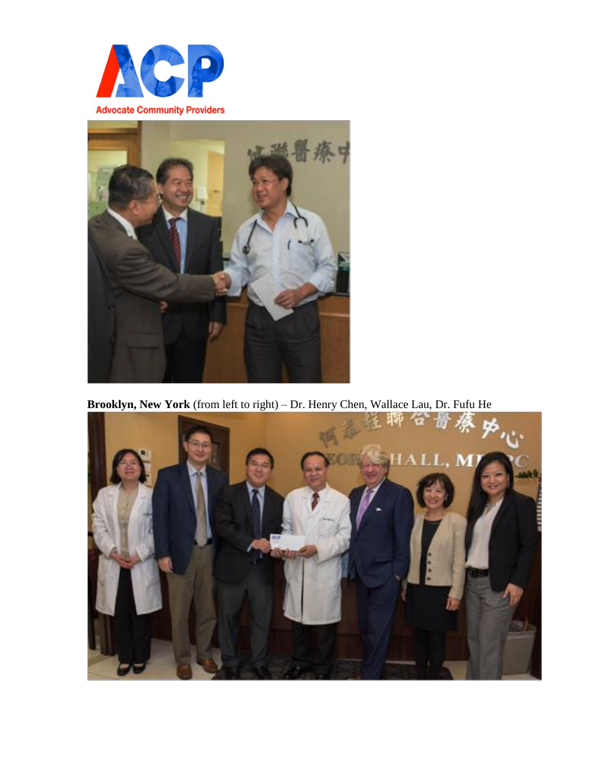**Brooklyn, New York** (from left to right) – Dr. Henry Chen, Wallace Lau, Dr. Fufu He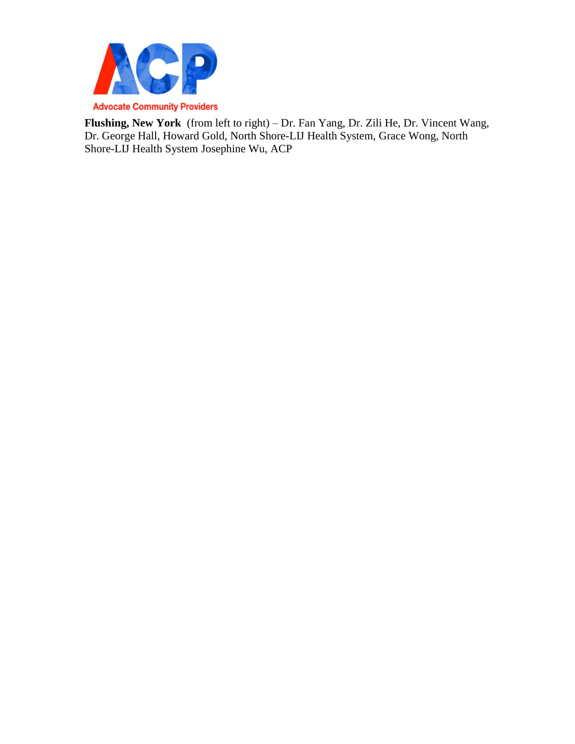Advocate Community Providers

**Flushing, New York** (from left to right) – Dr. Fan Yang, Dr. Zili He, Dr. Vincent Wang, Dr. George Hall, Howard Gold, North Shore-LIJ Health System, Grace Wong, North Shore-LIJ Health System Josephine Wu, ACP